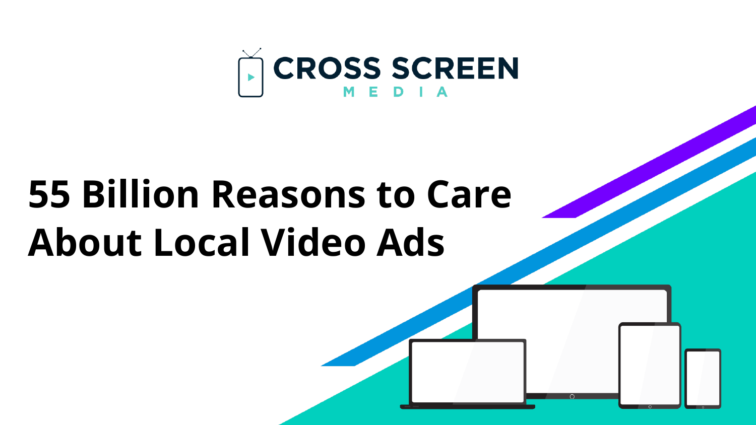CROSS SCREEN MEDIA

# 55 Billion Reasons to Care About Local Video Ads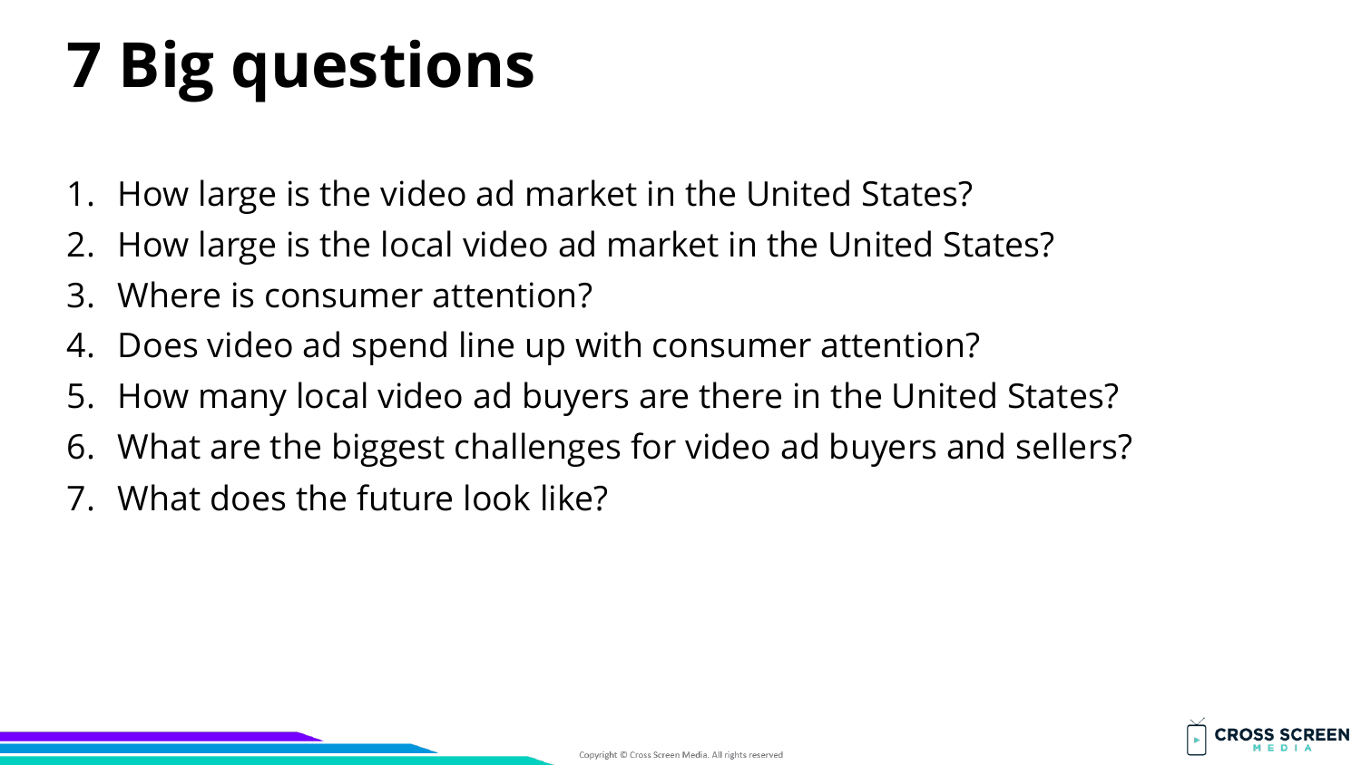# 7 Big questions

1. How large is the video ad market in the United States?
2. How large is the local video ad market in the United States?
3. Where is consumer attention?
4. Does video ad spend line up with consumer attention?
5. How many local video ad buyers are there in the United States?
6. What are the biggest challenges for video ad buyers and sellers?
7. What does the future look like?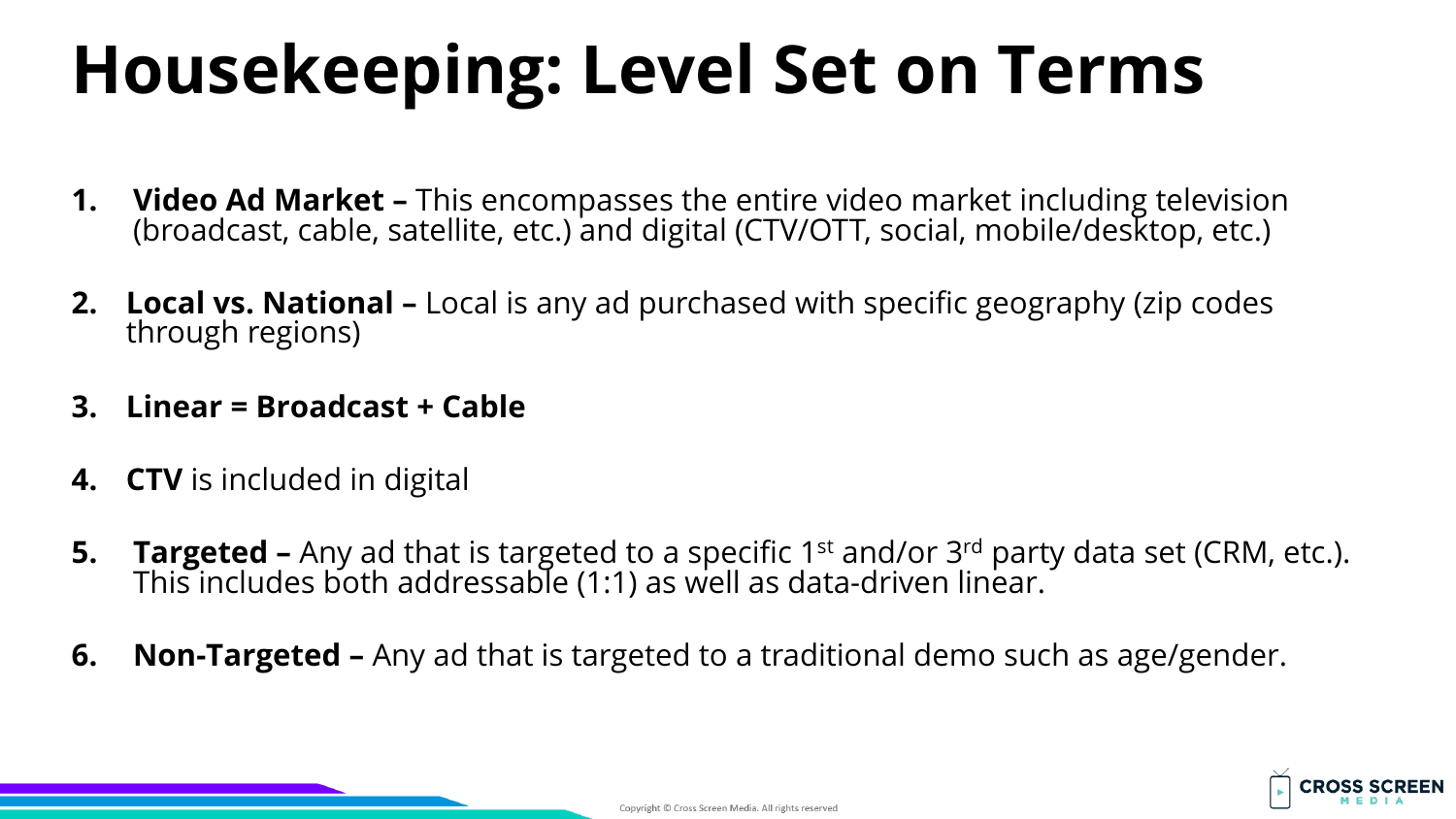# Housekeeping: Level Set on Terms

1. **Video Ad Market –** This encompasses the entire video market including television (broadcast, cable, satellite, etc.) and digital (CTV/OTT, social, mobile/desktop, etc.)
2. **Local vs. National –** Local is any ad purchased with specific geography (zip codes through regions)
3. **Linear = Broadcast + Cable**
4. **CTV** is included in digital
5. **Targeted –** Any ad that is targeted to a specific 1st and/or 3rd party data set (CRM, etc.). This includes both addressable (1:1) as well as data-driven linear.
6. **Non-Targeted –** Any ad that is targeted to a traditional demo such as age/gender.

Copyright © Cross Screen Media. All rights reserved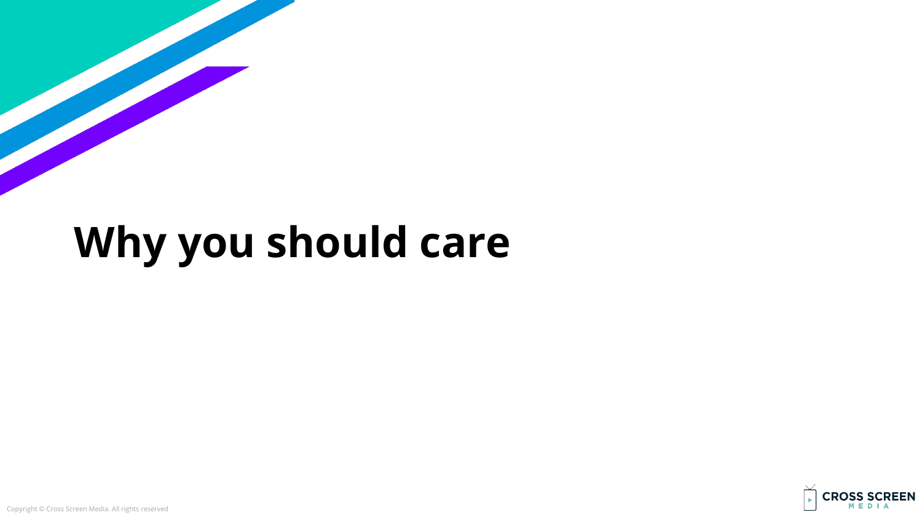# Why you should care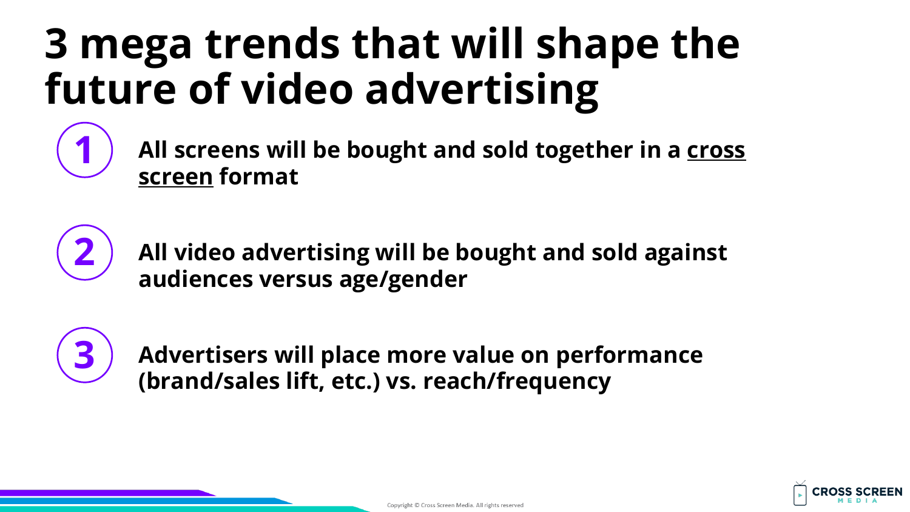# 3 mega trends that will shape the future of video advertising

1. **All screens will be bought and sold together in a cross screen format**

2. **All video advertising will be bought and sold against audiences versus age/gender**

3. **Advertisers will place more value on performance (brand/sales lift, etc.) vs. reach/frequency**

Copyright © Cross Screen Media. All rights reserved

CROSS SCREEN MEDIA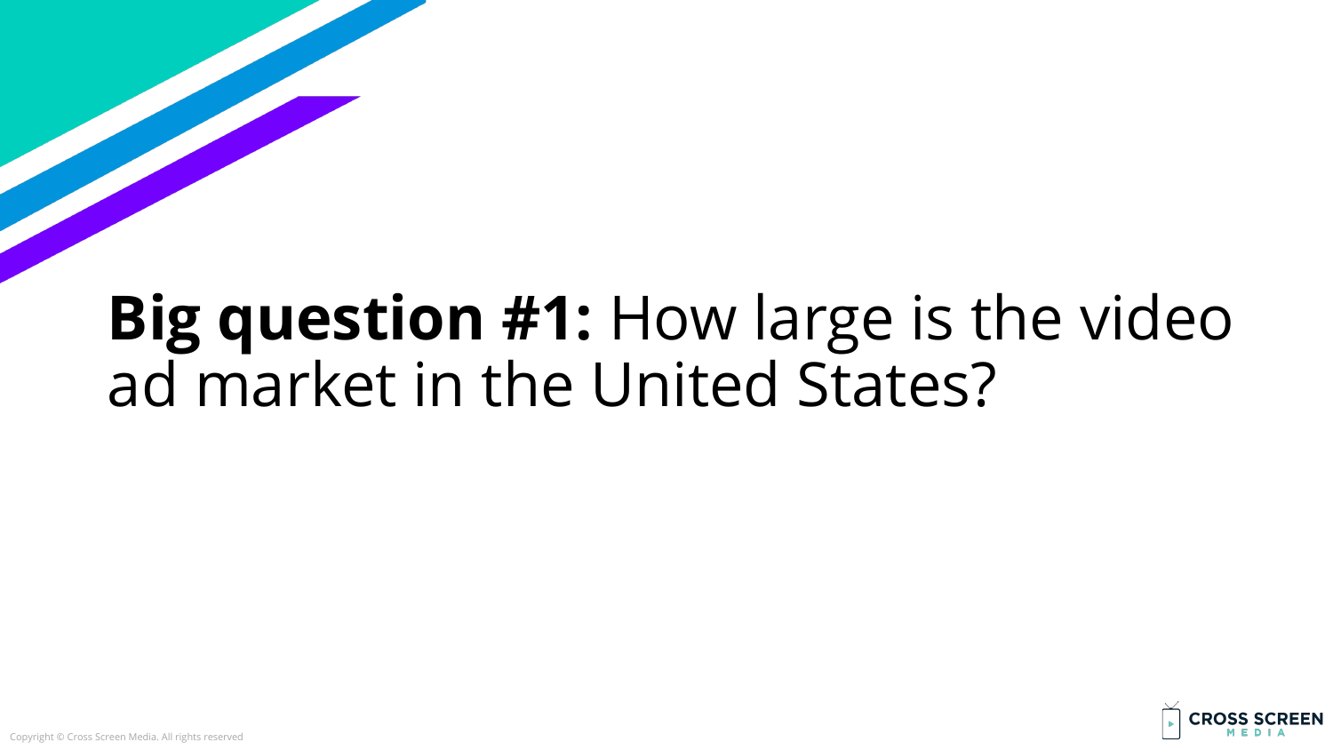# **Big question #1:** How large is the video ad market in the United States?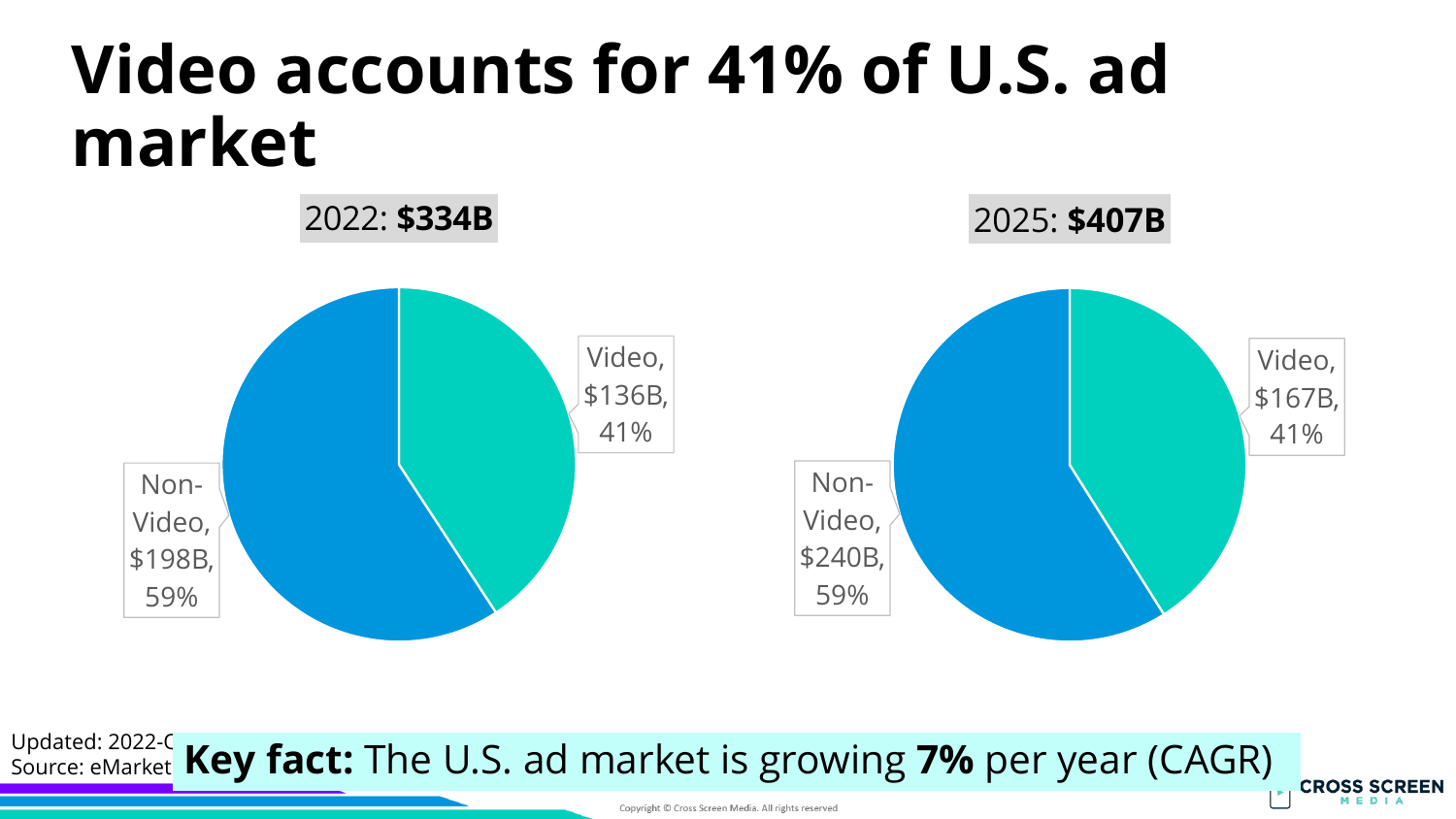# Video accounts for 41% of U.S. ad market

2022: **$334B**

Video, $136B, 41%

Non-Video, $198B, 59%

2025: **$407B**

Video, $167B, 41%

Non-Video, $240B, 59%

Updated: 2022-C

Source: eMarket

**Key fact:** The U.S. ad market is growing **7%** per year (CAGR)

Copyright © Cross Screen Media. All rights reserved

CROSS SCREEN MEDIA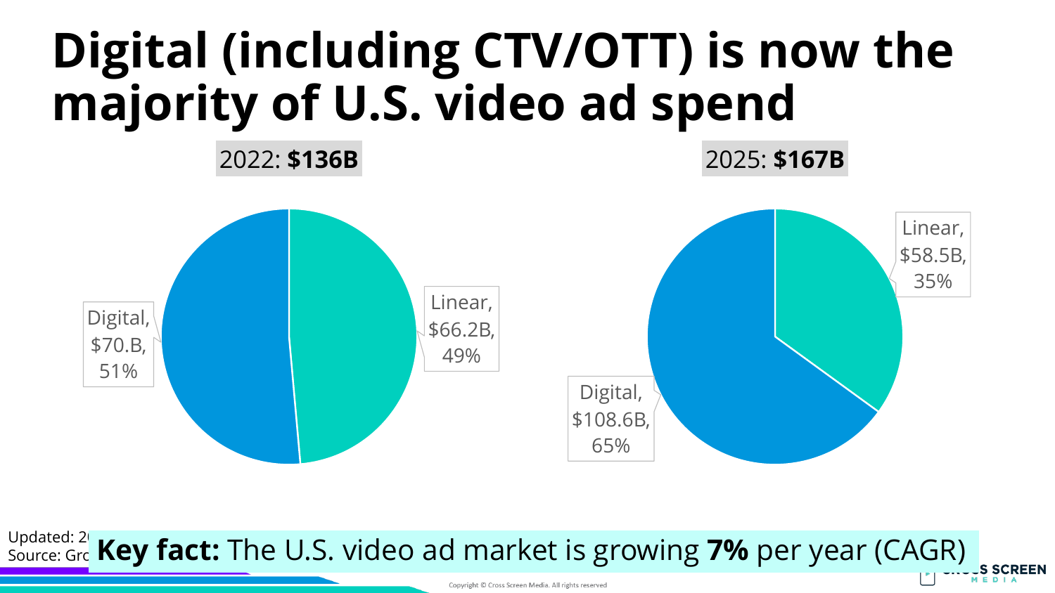# Digital (including CTV/OTT) is now the majority of U.S. video ad spend

2022: **$136B**

Digital, $70.B, 51%

Linear, $66.2B, 49%

2025: **$167B**

Linear, $58.5B, 35%

Digital, $108.6B, 65%

**Key fact:** The U.S. video ad market is growing **7%** per year (CAGR)

Updated: 2

Source: Gro

Copyright © Cross Screen Media. All rights reserved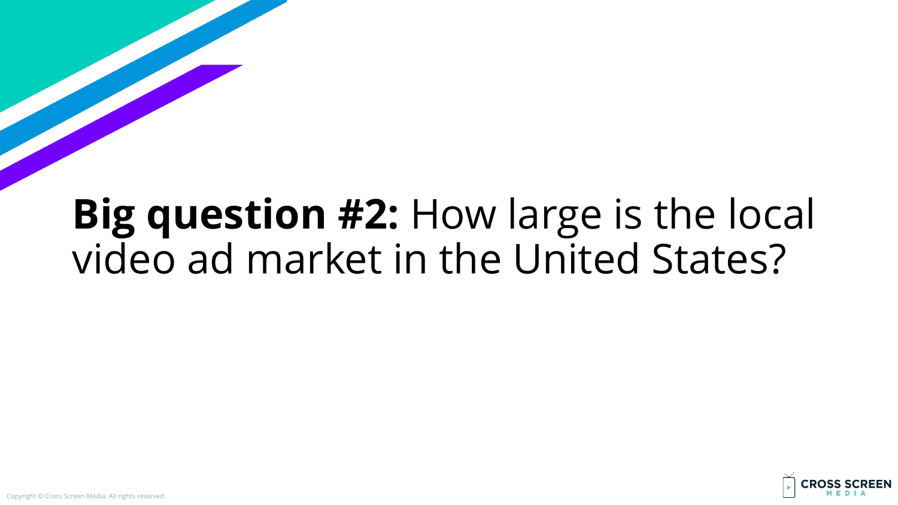# **Big question #2:** How large is the local video ad market in the United States?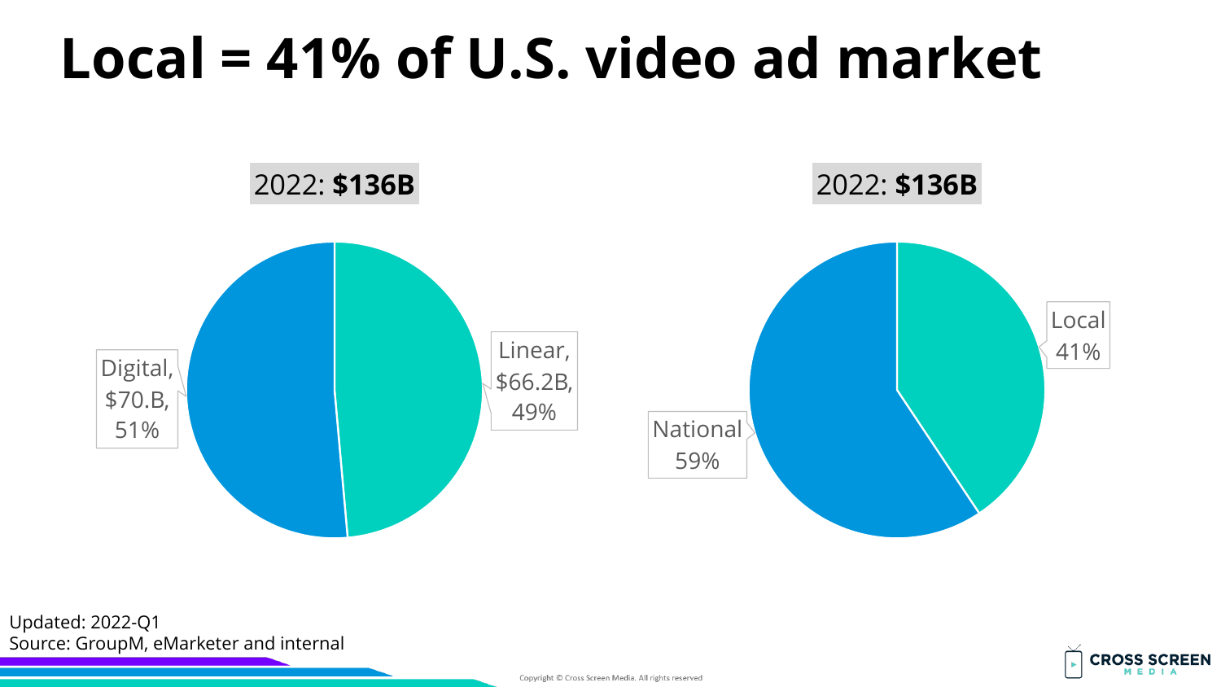# Local = 41% of U.S. video ad market

2022: **$136B**

Digital, $70.B, 51%

Linear, $66.2B, 49%

2022: **$136B**

Local 41%

National 59%

Updated: 2022-Q1
Source: GroupM, eMarketer and internal

Copyright © Cross Screen Media. All rights reserved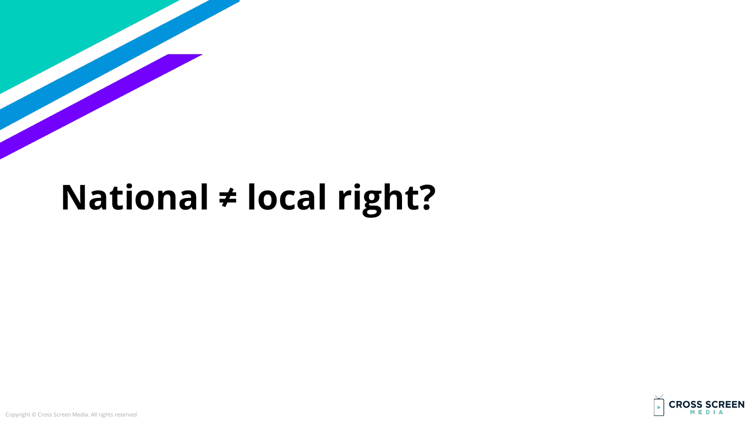# National ≠ local right?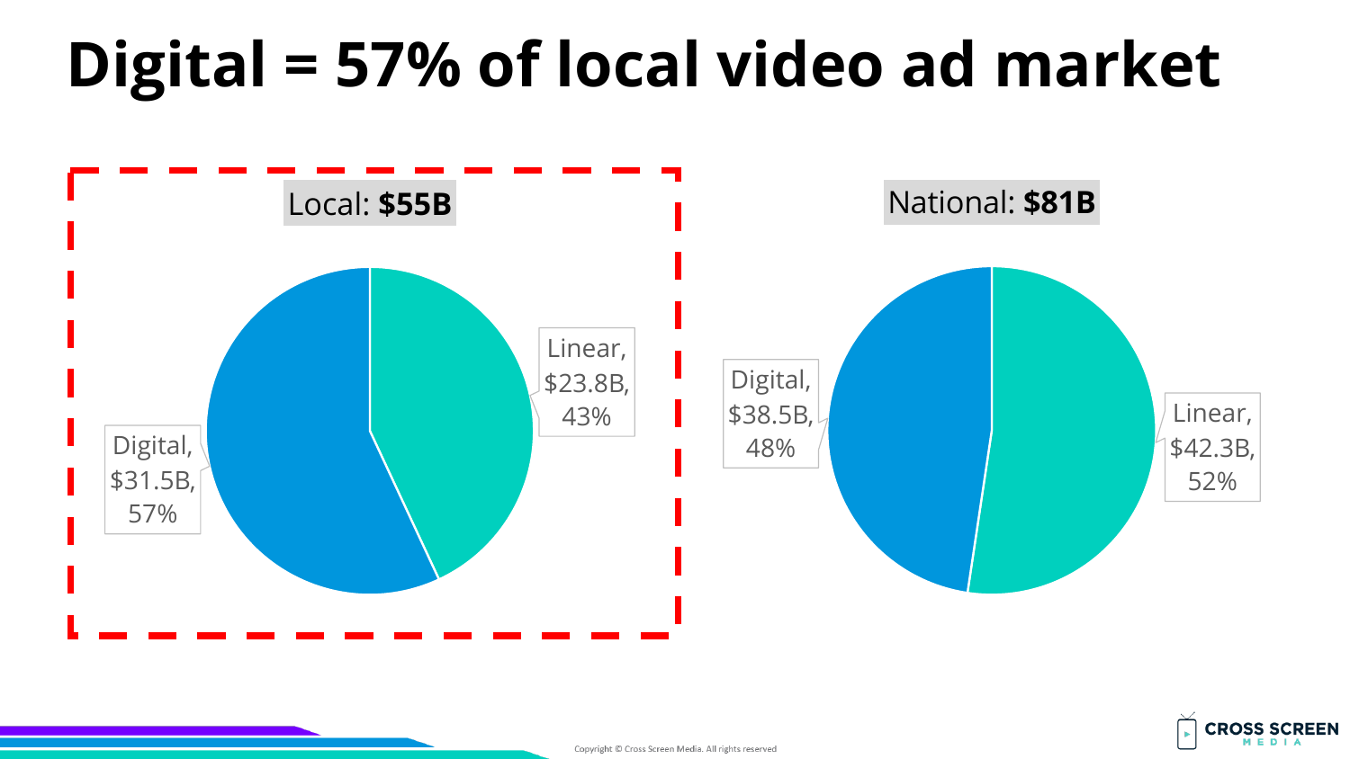# Digital = 57% of local video ad market

Local: **$55B**

Linear, $23.8B, 43%

Digital, $31.5B, 57%

National: **$81B**

Digital, $38.5B, 48%

Linear, $42.3B, 52%

Copyright © Cross Screen Media. All rights reserved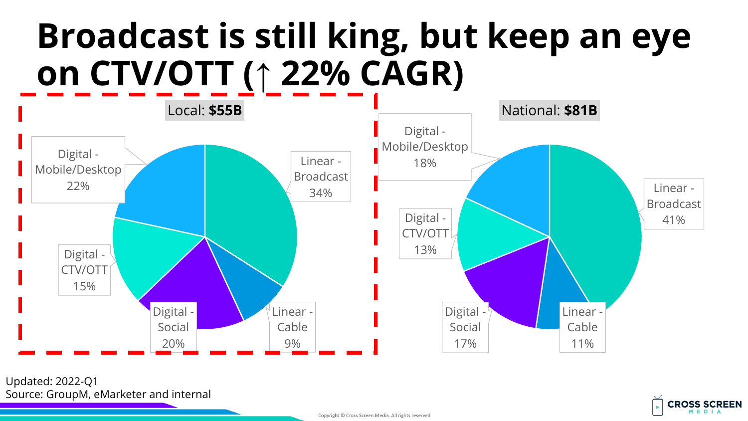# Broadcast is still king, but keep an eye on CTV/OTT (↑ 22% CAGR)

Local: **$55B**

Linear - Broadcast 34%

Linear - Cable 9%

Digital - Social 20%

Digital - CTV/OTT 15%

Digital - Mobile/Desktop 22%

National: **$81B**

Linear - Broadcast 41%

Linear - Cable 11%

Digital - Social 17%

Digital - CTV/OTT 13%

Digital - Mobile/Desktop 18%

Updated: 2022-Q1
Source: GroupM, eMarketer and internal

Copyright © Cross Screen Media. All rights reserved

CROSS SCREEN MEDIA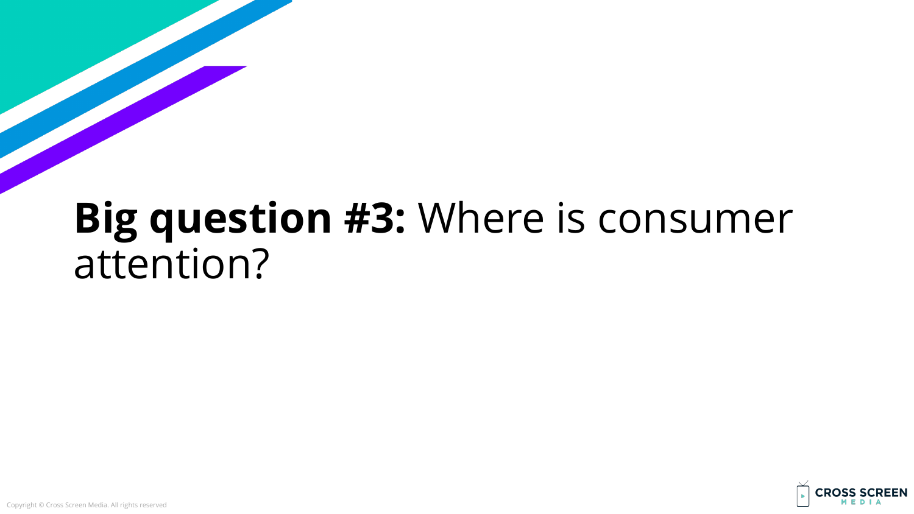# **Big question #3:** Where is consumer attention?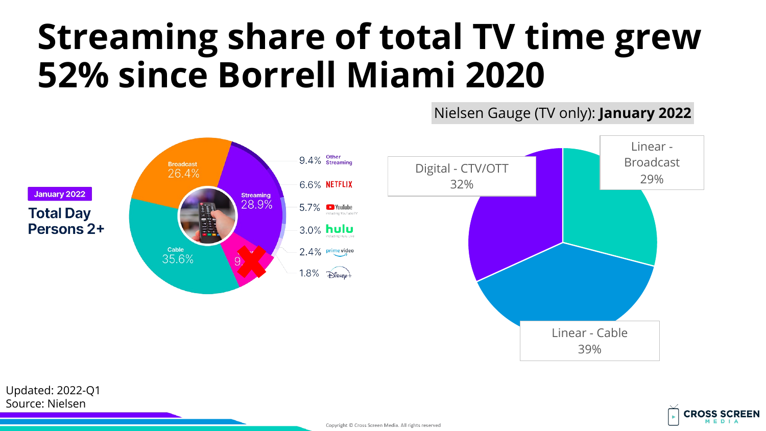# Streaming share of total TV time grew 52% since Borrell Miami 2020

January 2022

Total Day
Persons 2+

Broadcast
26.4%

Streaming
28.9%

Cable
35.6%

9.

9.4% Other Streaming

6.6% NETFLIX

5.7% YouTube

3.0% hulu

2.4% prime video

1.8% Disney+

Nielsen Gauge (TV only): **January 2022**

Digital - CTV/OTT
32%

Linear - Broadcast
29%

Linear - Cable
39%

Updated: 2022-Q1
Source: Nielsen

Copyright © Cross Screen Media. All rights reserved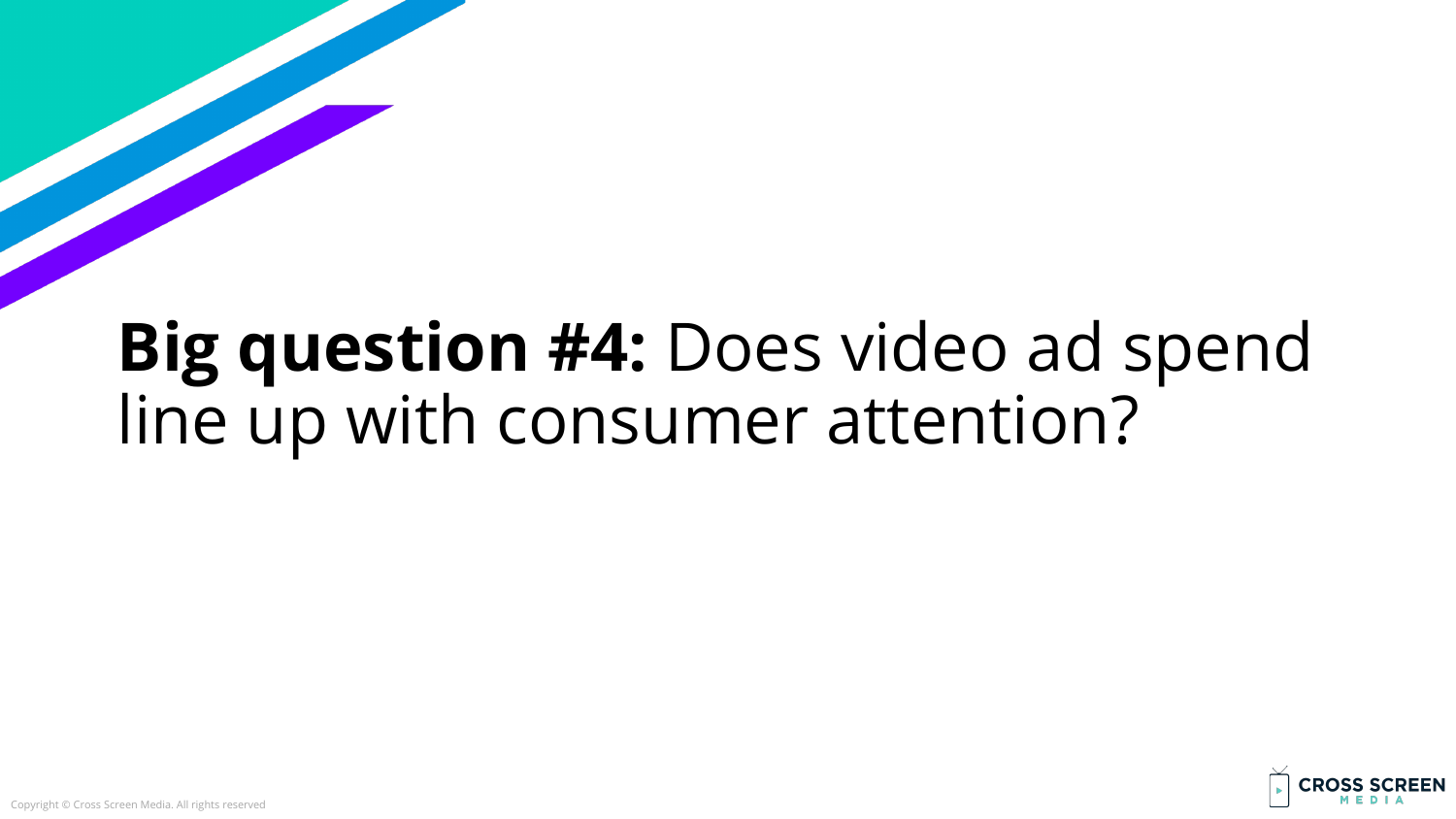# **Big question #4:** Does video ad spend line up with consumer attention?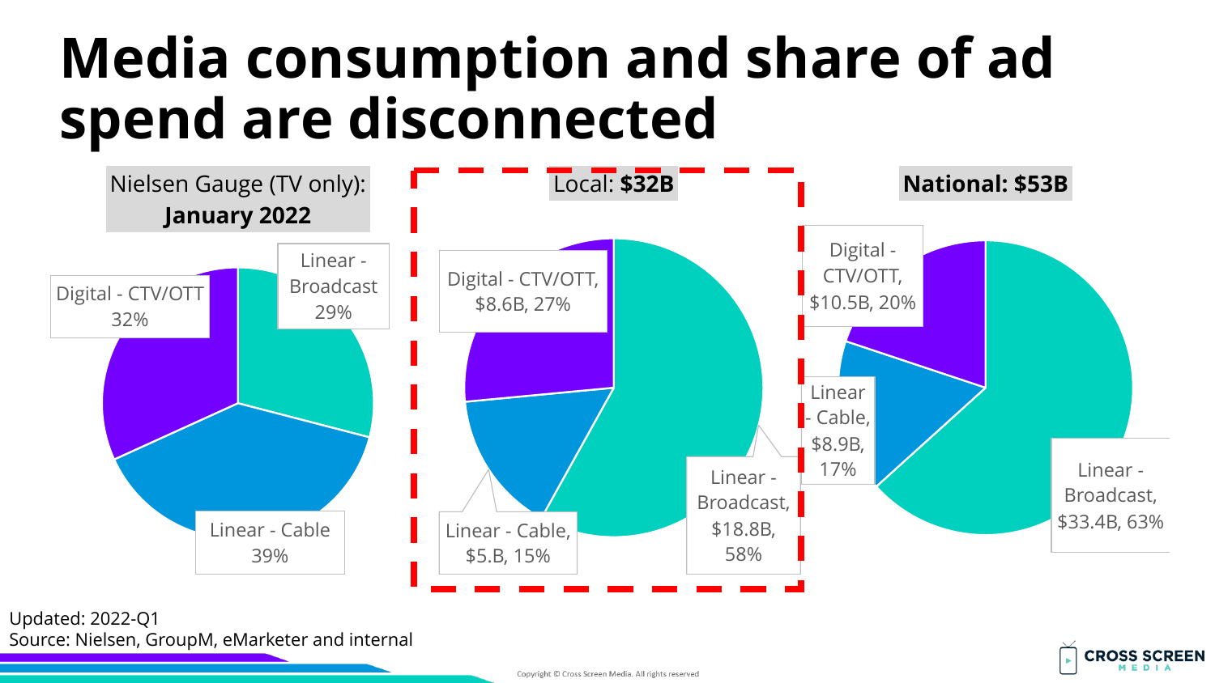# Media consumption and share of ad spend are disconnected

Nielsen Gauge (TV only): **January 2022**

Digital - CTV/OTT 32%

Linear - Broadcast 29%

Linear - Cable 39%

Local: **$32B**

Digital - CTV/OTT, $8.6B, 27%

Linear - Cable, $5.B, 15%

Linear - Broadcast, $18.8B, 58%

**National: $53B**

Digital - CTV/OTT, $10.5B, 20%

Linear - Cable, $8.9B, 17%

Linear - Broadcast, $33.4B, 63%

Updated: 2022-Q1
Source: Nielsen, GroupM, eMarketer and internal

Copyright © Cross Screen Media. All rights reserved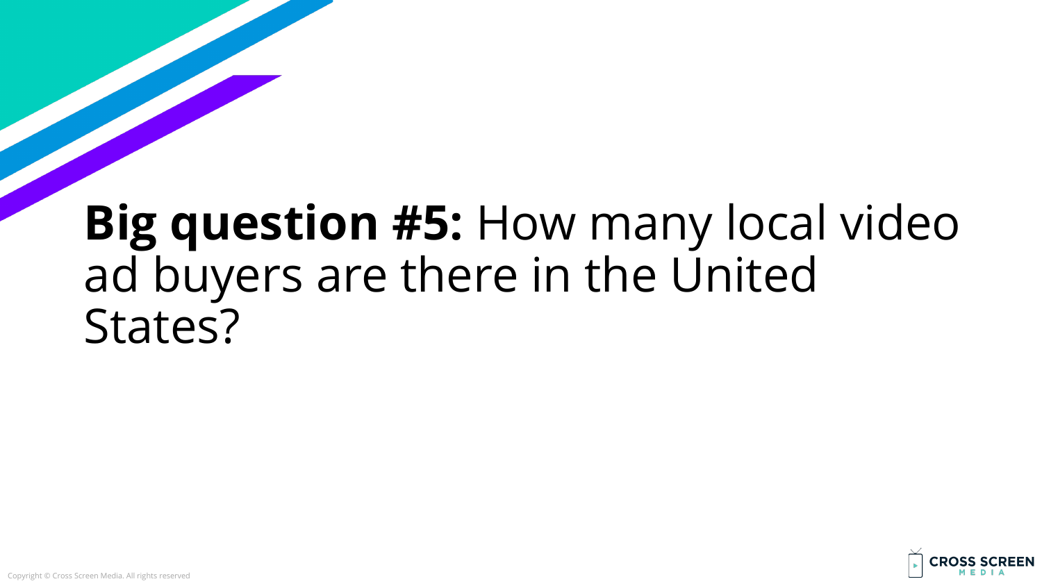# **Big question #5:** How many local video ad buyers are there in the United States?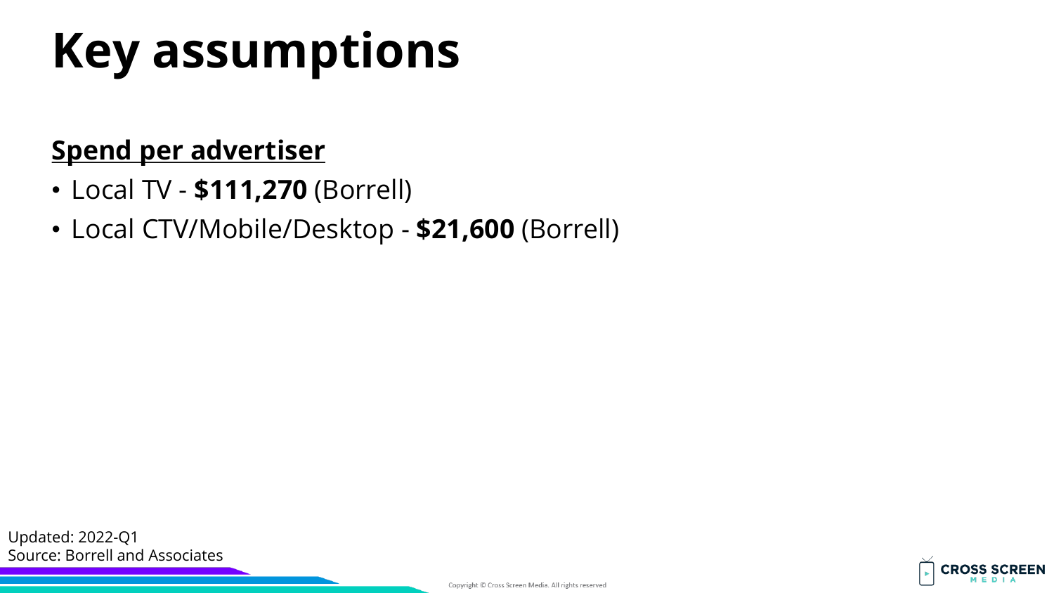# Key assumptions

**Spend per advertiser**

- Local TV - **$111,270** (Borrell)
- Local CTV/Mobile/Desktop - **$21,600** (Borrell)

Updated: 2022-Q1
Source: Borrell and Associates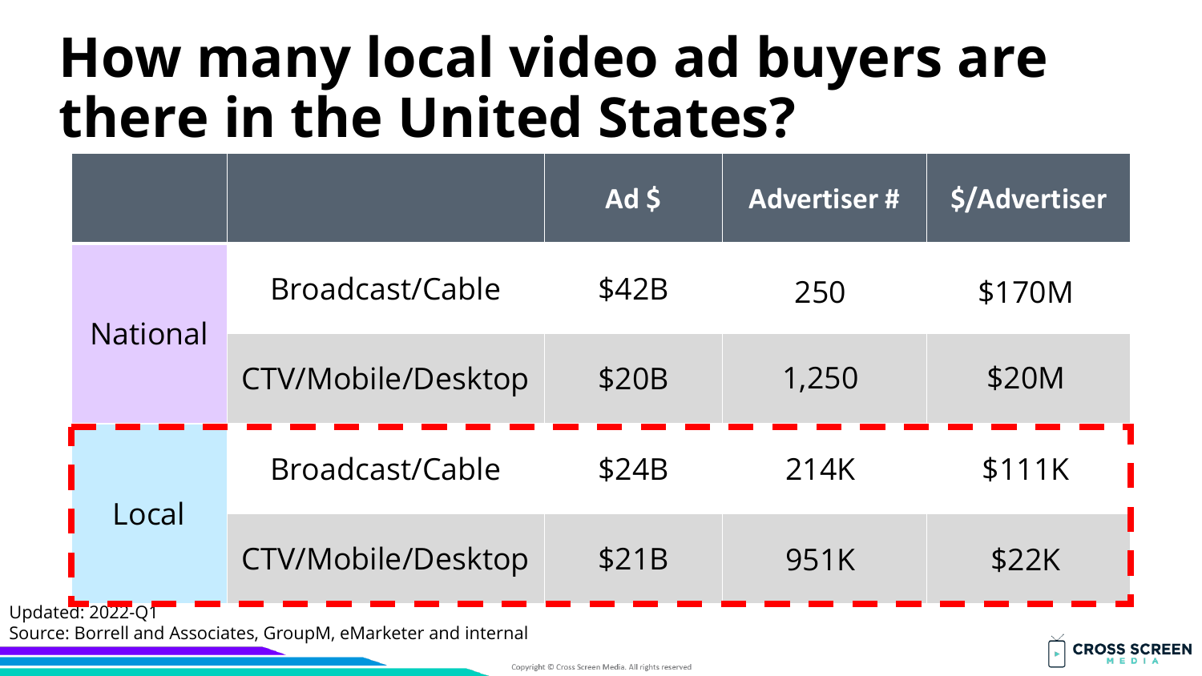# How many local video ad buyers are there in the United States?

| | | Ad $ | Advertiser # | $/Advertiser |
|---|---|---|---|---|
| National | Broadcast/Cable | $42B | 250 | $170M |
| | CTV/Mobile/Desktop | $20B | 1,250 | $20M |
| Local | Broadcast/Cable | $24B | 214K | $111K |
| | CTV/Mobile/Desktop | $21B | 951K | $22K |

Updated: 2022-Q1

Source: Borrell and Associates, GroupM, eMarketer and internal

Copyright © Cross Screen Media. All rights reserved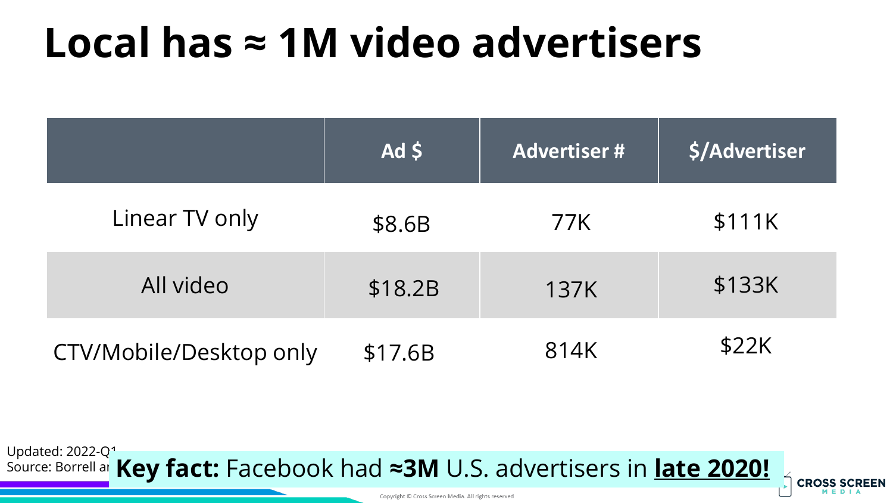# Local has ≈ 1M video advertisers

| | Ad $ | Advertiser # | $/Advertiser |
|---|---|---|---|
| Linear TV only | $8.6B | 77K | $111K |
| All video | $18.2B | 137K | $133K |
| CTV/Mobile/Desktop only | $17.6B | 814K | $22K |

Updated: 2022-Q1
Source: Borrell a

**Key fact:** Facebook had **≈3M** U.S. advertisers in **late 2020!**

Copyright © Cross Screen Media. All rights reserved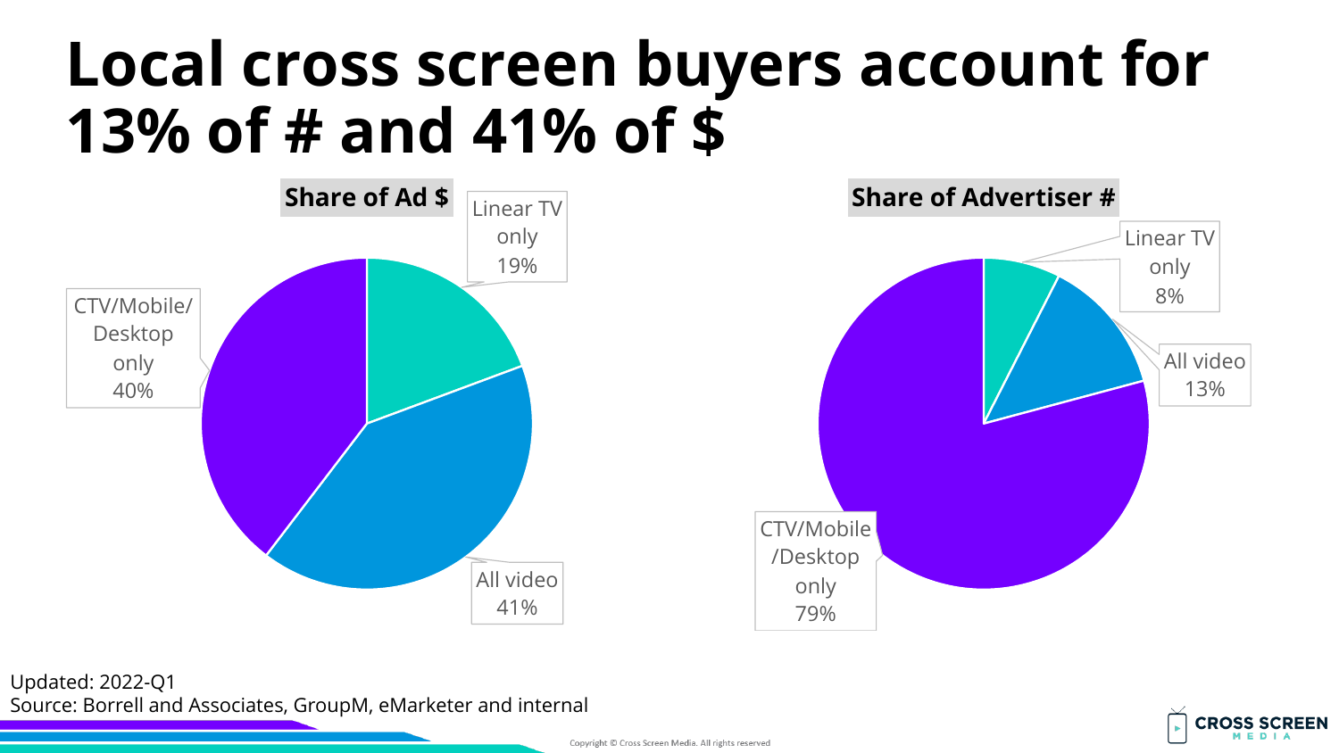# Local cross screen buyers account for 13% of # and 41% of $

**Share of Ad $**

Linear TV only 19%

All video 41%

CTV/Mobile/ Desktop only 40%

**Share of Advertiser #**

Linear TV only 8%

All video 13%

CTV/Mobile /Desktop only 79%

Updated: 2022-Q1

Source: Borrell and Associates, GroupM, eMarketer and internal

Copyright © Cross Screen Media. All rights reserved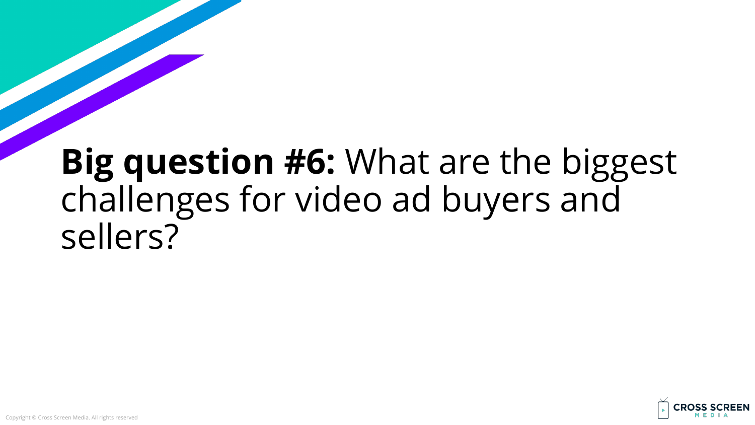# **Big question #6:** What are the biggest challenges for video ad buyers and sellers?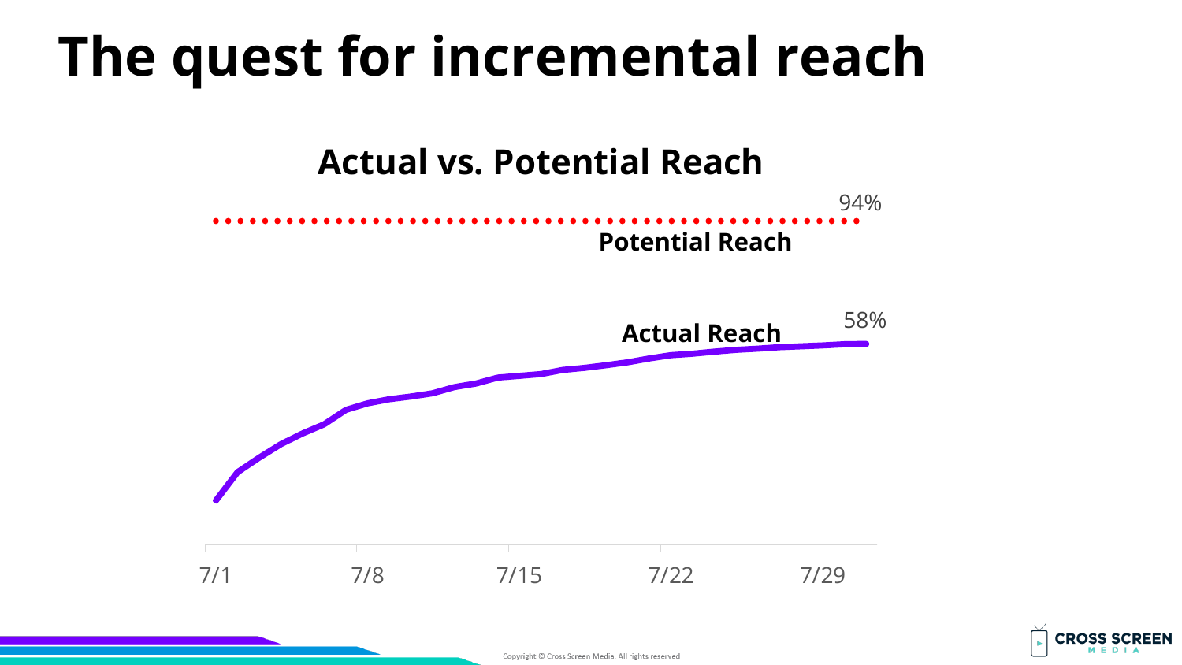# The quest for incremental reach

## Actual vs. Potential Reach

94%

Potential Reach

Actual Reach

58%

7/1

7/8

7/15

7/22

7/29

Copyright © Cross Screen Media. All rights reserved

CROSS SCREEN MEDIA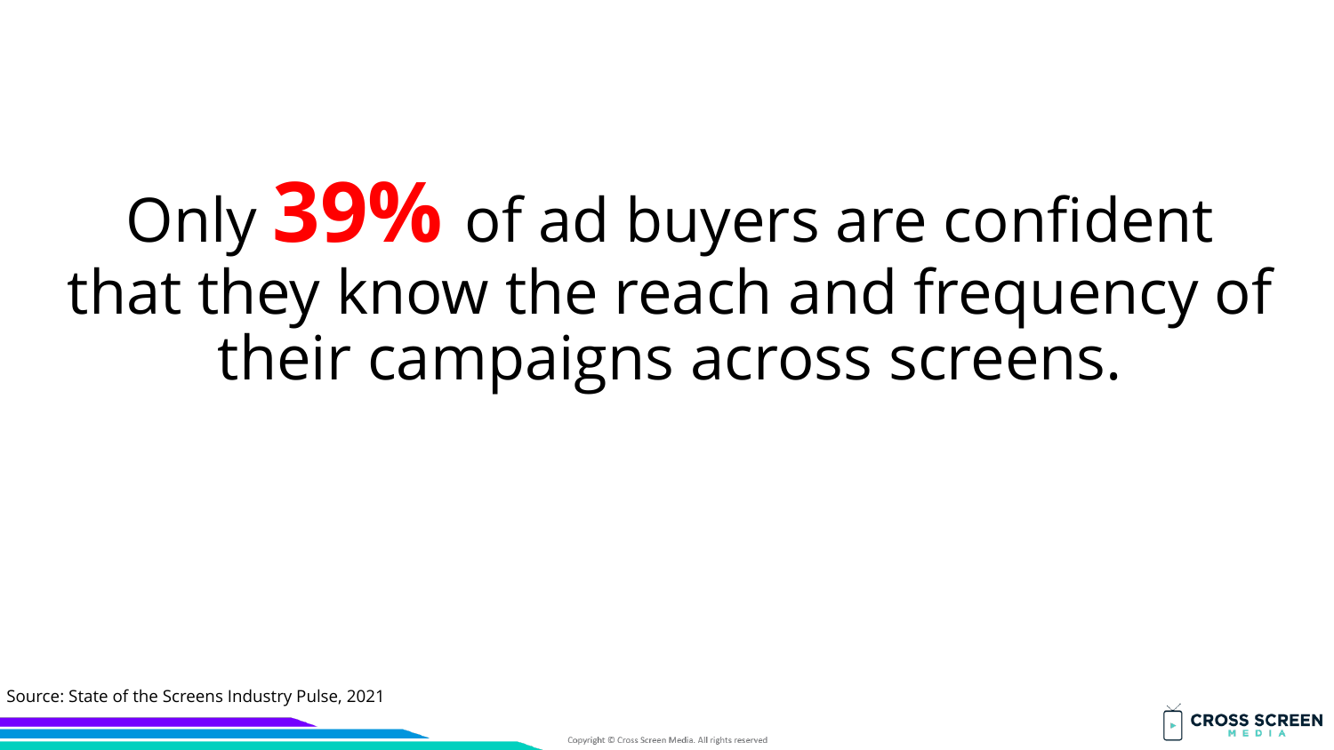Only **39%** of ad buyers are confident that they know the reach and frequency of their campaigns across screens.

Source: State of the Screens Industry Pulse, 2021

Copyright © Cross Screen Media. All rights reserved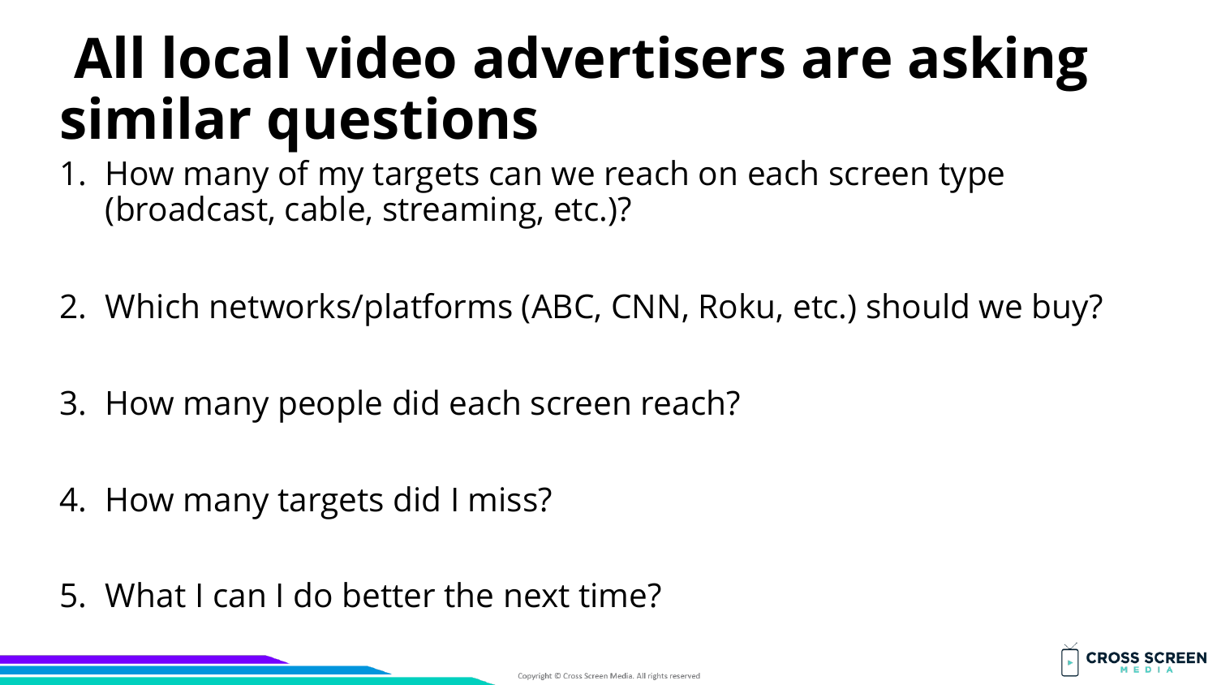# All local video advertisers are asking similar questions

1. How many of my targets can we reach on each screen type (broadcast, cable, streaming, etc.)?
2. Which networks/platforms (ABC, CNN, Roku, etc.) should we buy?
3. How many people did each screen reach?
4. How many targets did I miss?
5. What I can I do better the next time?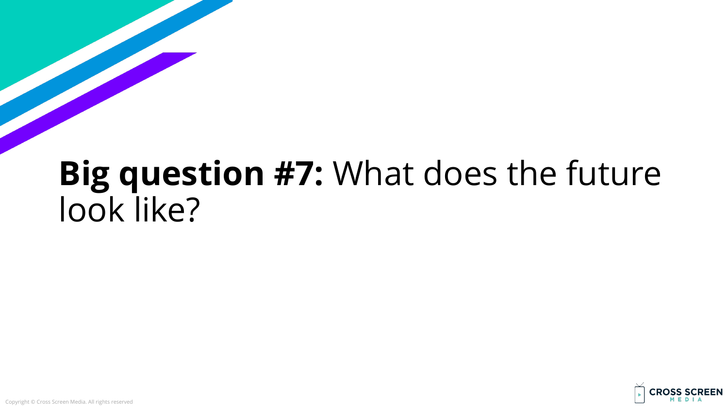# **Big question #7:** What does the future look like?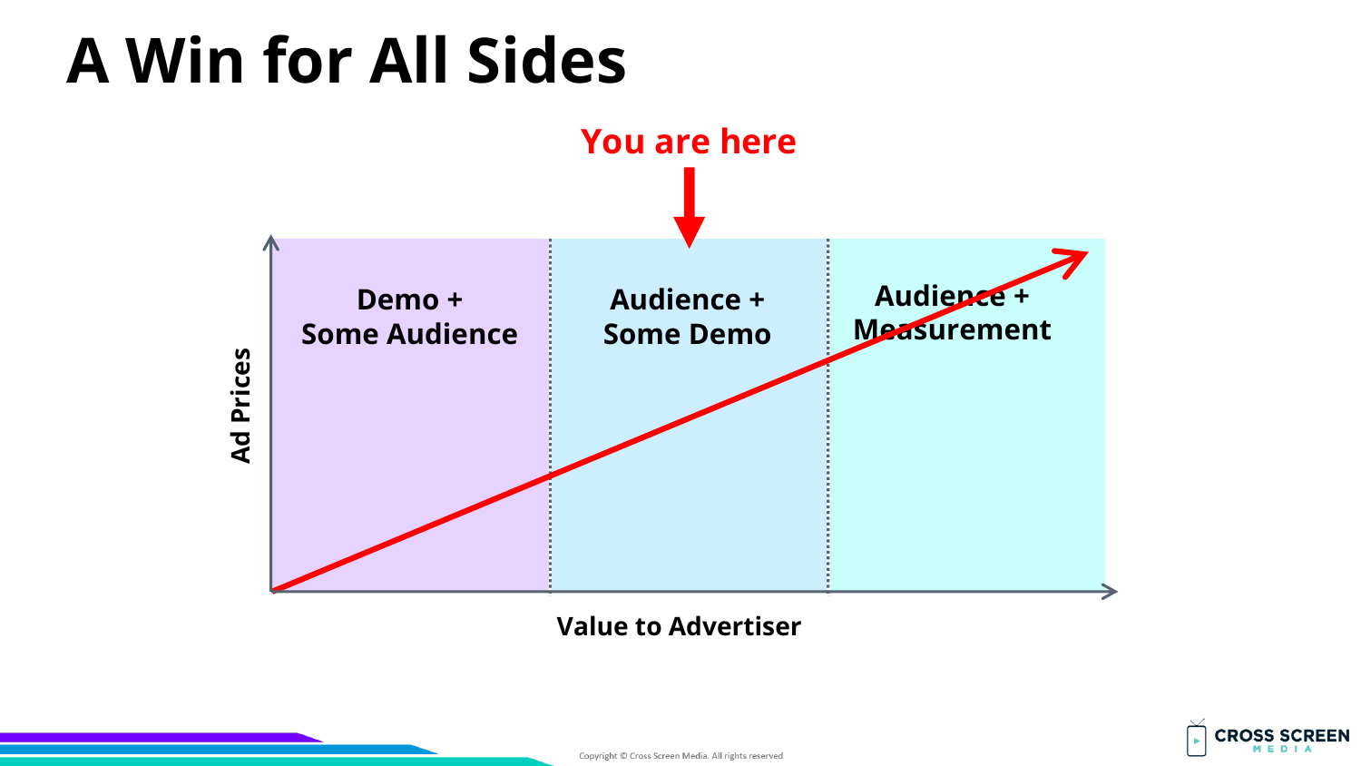# A Win for All Sides

You are here

Demo +
Some Audience

Audience +
Some Demo

Audience +
Measurement

Ad Prices

Value to Advertiser

Copyright © Cross Screen Media. All rights reserved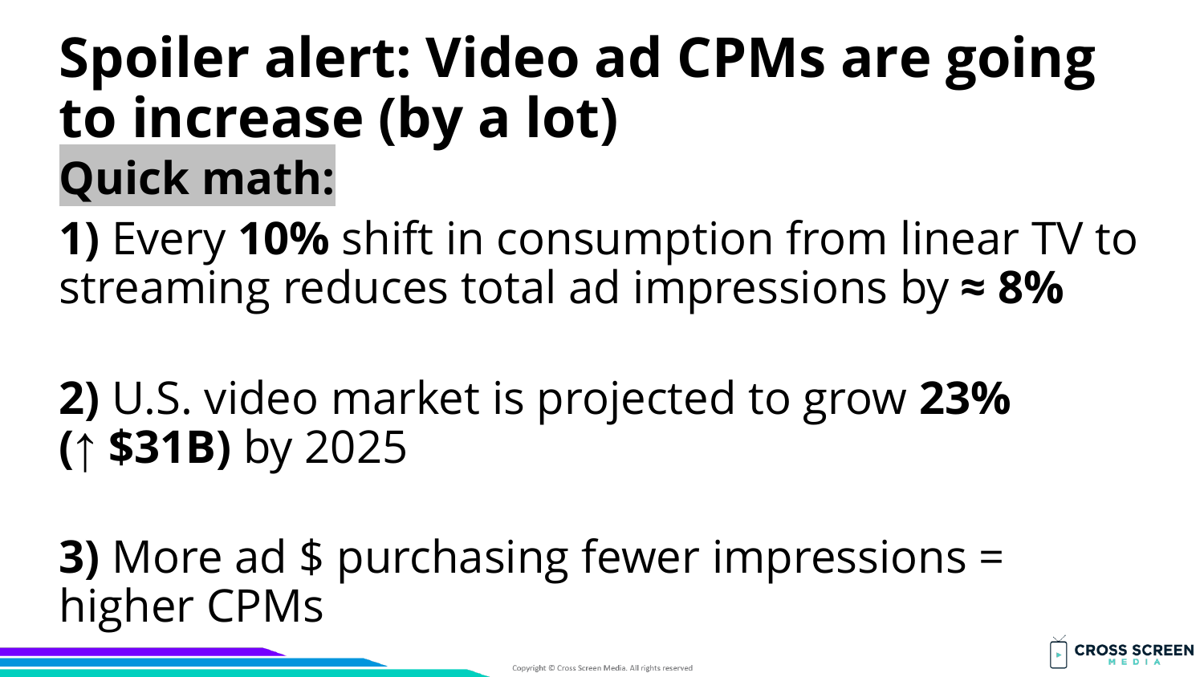# Spoiler alert: Video ad CPMs are going to increase (by a lot)

## Quick math:

**1)** Every **10%** shift in consumption from linear TV to streaming reduces total ad impressions by **≈ 8%**

**2)** U.S. video market is projected to grow **23% (↑ $31B)** by 2025

**3)** More ad $ purchasing fewer impressions = higher CPMs

Copyright © Cross Screen Media. All rights reserved